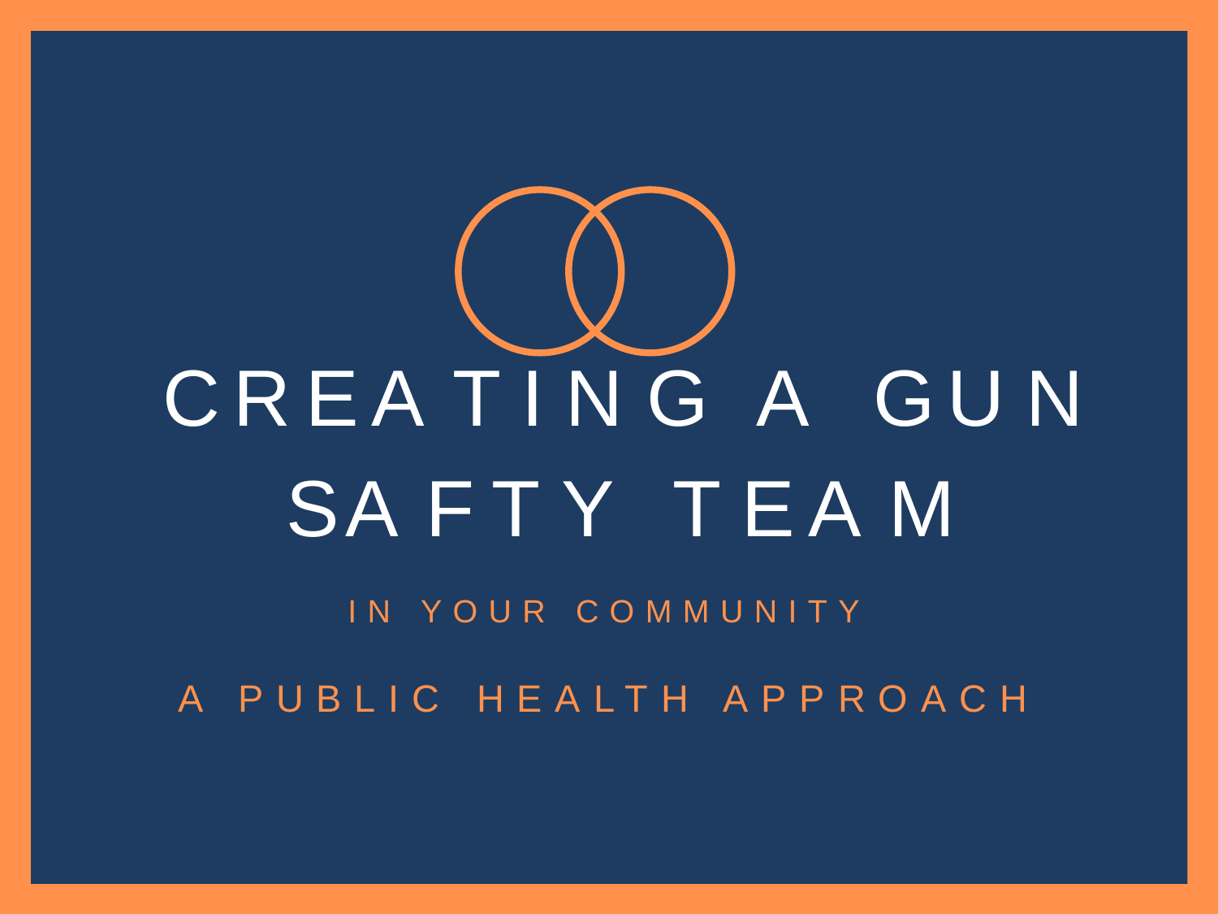# CREATING A GUN SAFTY TEAM

## IN YOUR COMMUNITY

## A PUBLIC HEALTH APPROACH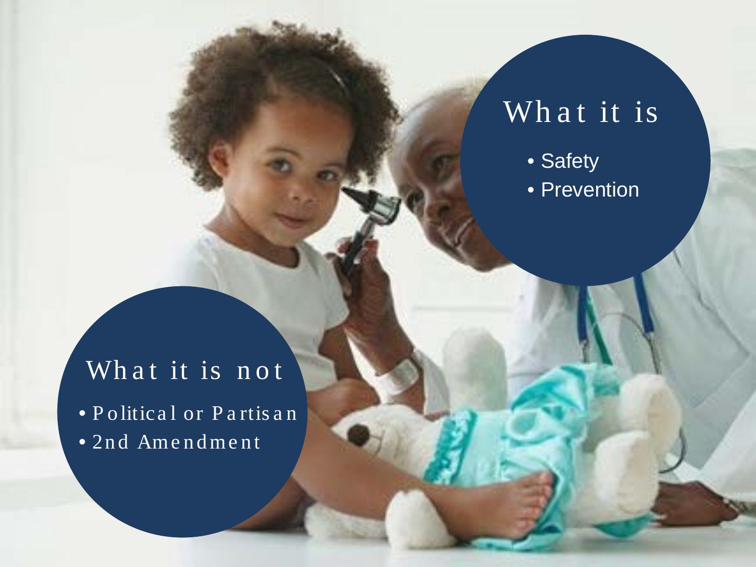## What it is

- Safety
- Prevention

## What it is not

- Political or Partisan
- 2nd Amendment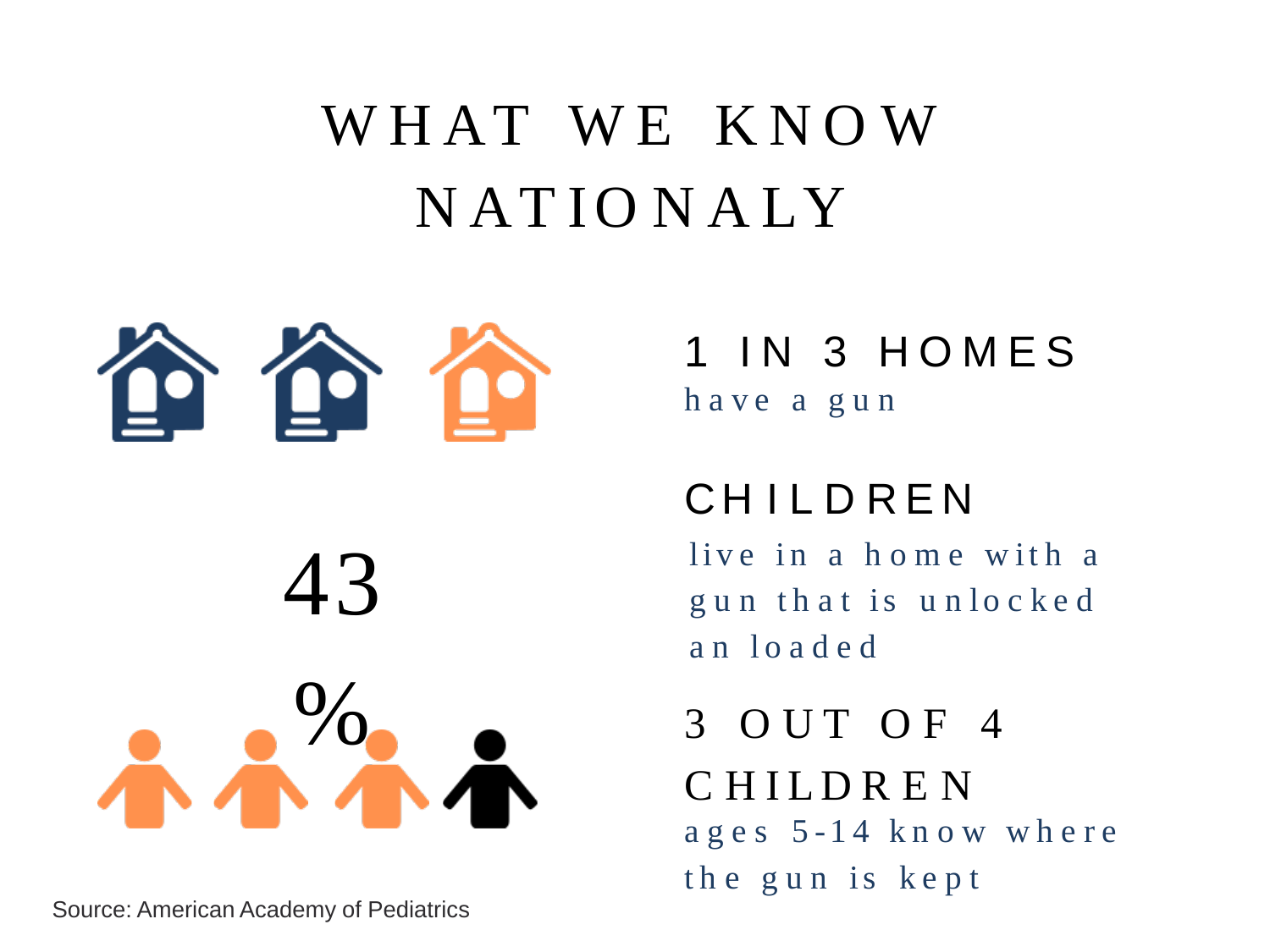# WHAT WE KNOW NATIONALY

**1 IN 3 HOMES**
have a gun

43%

**CHILDREN**
live in a home with a gun that is unlocked an loaded

**3 OUT OF 4 CHILDREN**
ages 5-14 know where the gun is kept

Source: American Academy of Pediatrics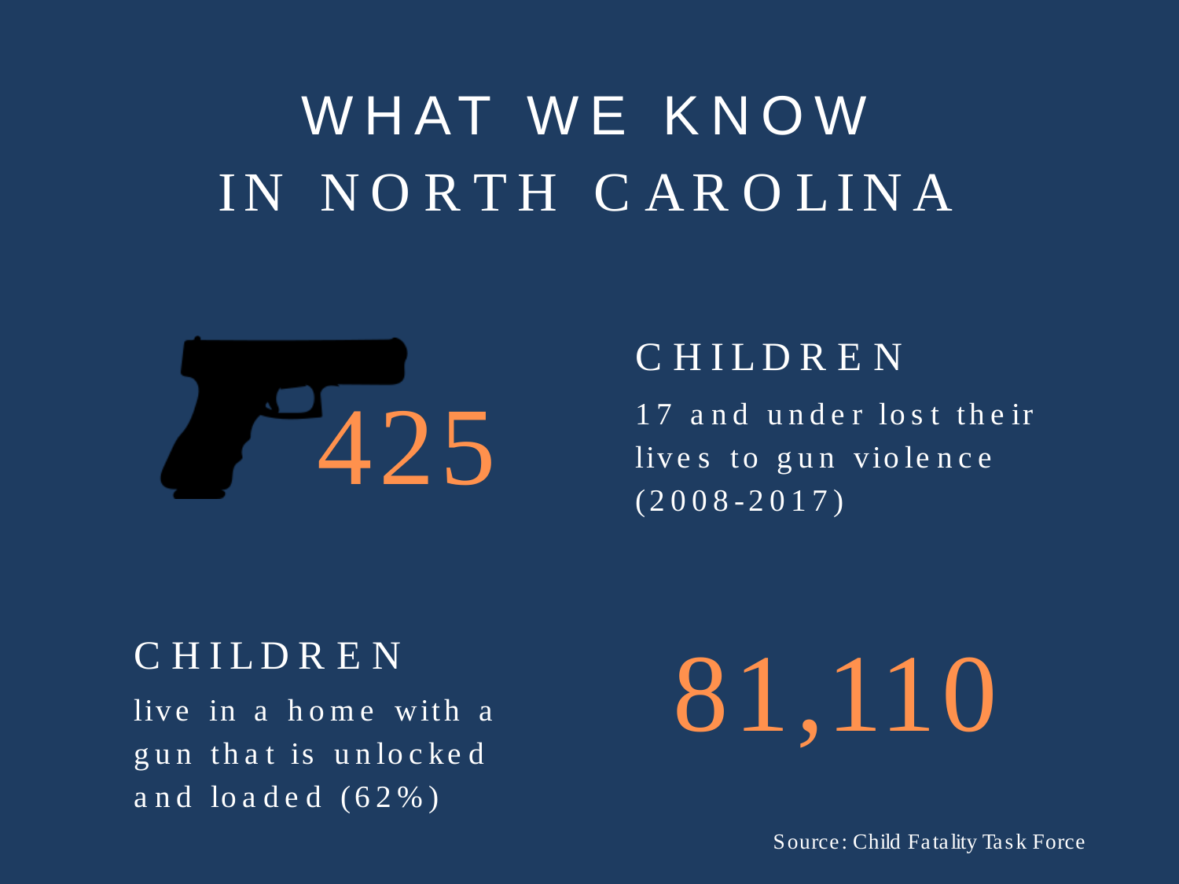# WHAT WE KNOW IN NORTH CAROLINA

425

CHILDREN

17 and under lost their lives to gun violence (2008-2017)

CHILDREN

live in a home with a gun that is unlocked and loaded (62%)

81,110

Source: Child Fatality Task Force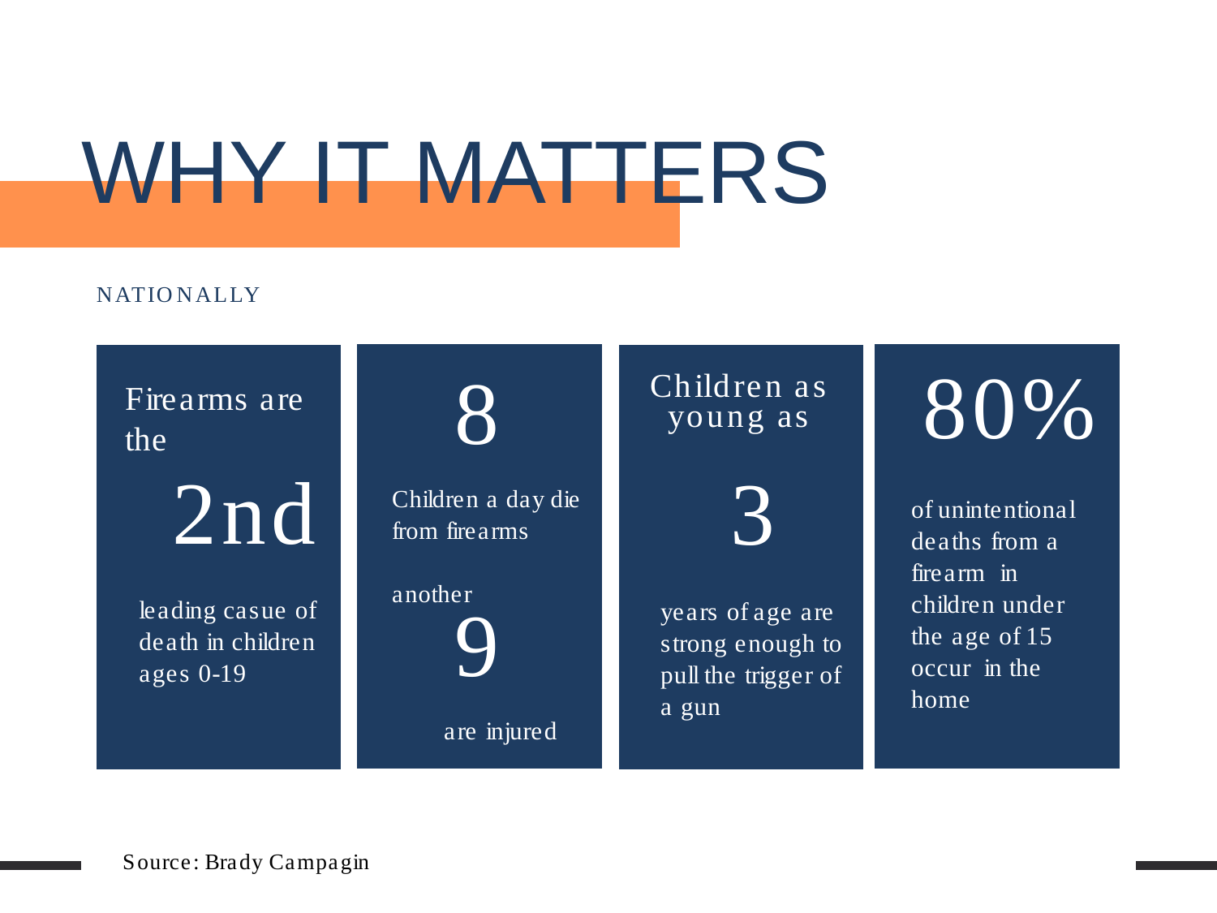# WHY IT MATTERS

NATIONALLY

Firearms are the

2nd

leading casue of death in children ages 0-19

8

Children a day die from firearms

another

9

are injured

Children as young as

3

years of age are strong enough to pull the trigger of a gun

80%

of unintentional deaths from a firearm in children under the age of 15 occur in the home

Source: Brady Campagin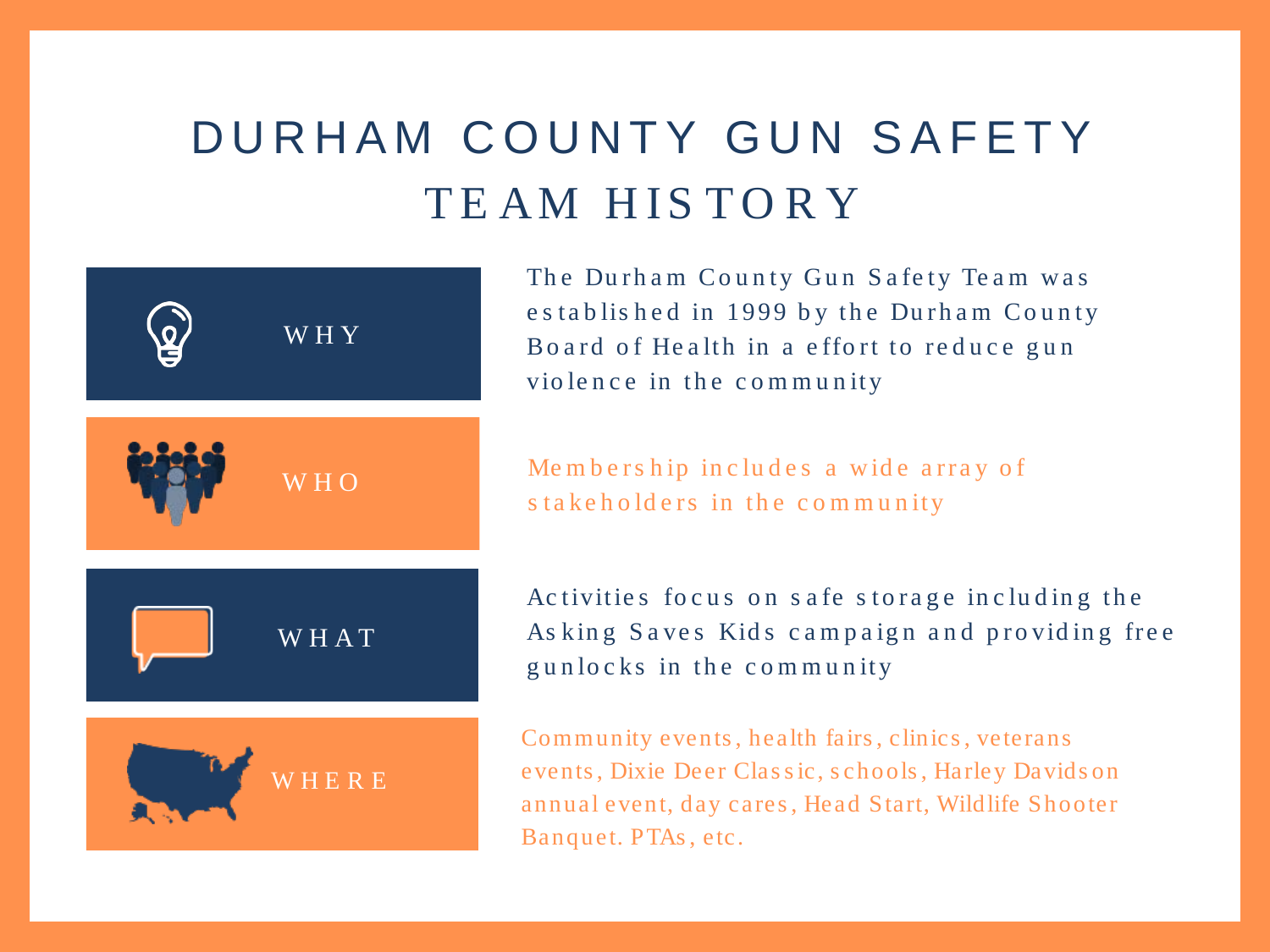# DURHAM COUNTY GUN SAFETY TEAM HISTORY

**WHY**

The Durham County Gun Safety Team was established in 1999 by the Durham County Board of Health in a effort to reduce gun violence in the community

**WHO**

Membership includes a wide array of stakeholders in the community

**WHAT**

Activities focus on safe storage including the Asking Saves Kids campaign and providing free gunlocks in the community

**WHERE**

Community events, health fairs, clinics, veterans events, Dixie Deer Classic, schools, Harley Davidson annual event, day cares, Head Start, Wildlife Shooter Banquet. PTAs, etc.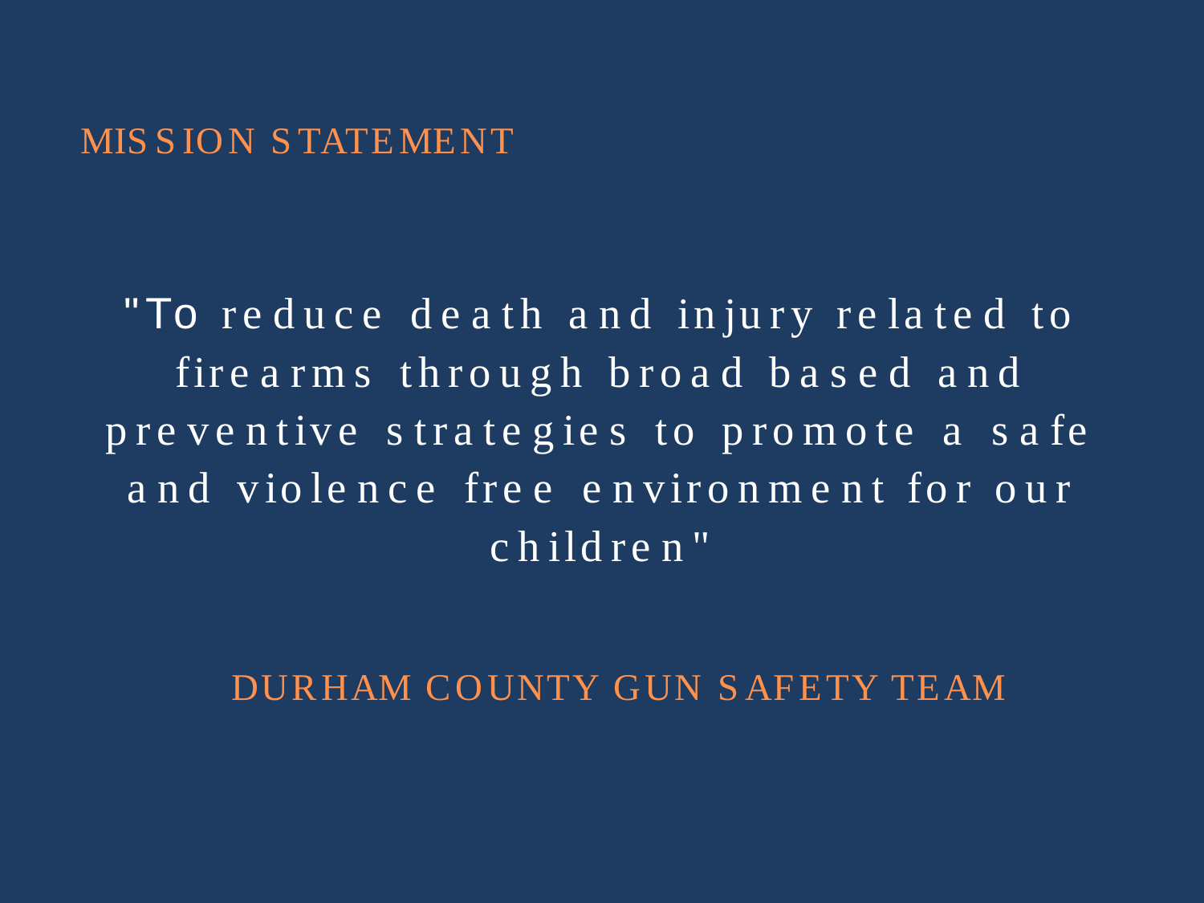## MISSION STATEMENT

"To reduce death and injury related to firearms through broad based and preventive strategies to promote a safe and violence free environment for our children"

DURHAM COUNTY GUN SAFETY TEAM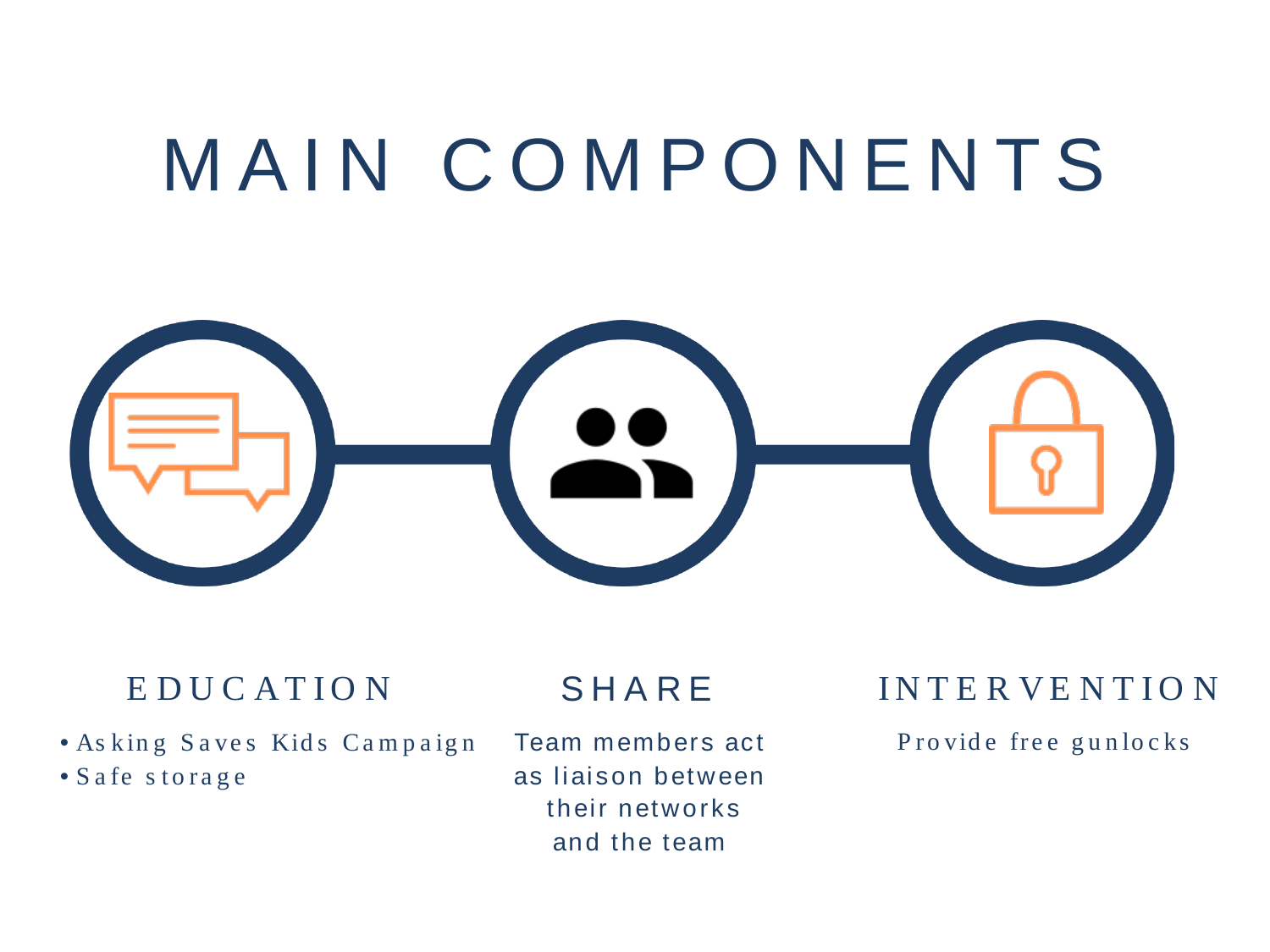# MAIN COMPONENTS

## EDUCATION

- Asking Saves Kids Campaign
- Safe storage

## SHARE

Team members act as liaison between their networks and the team

## INTERVENTION

Provide free gunlocks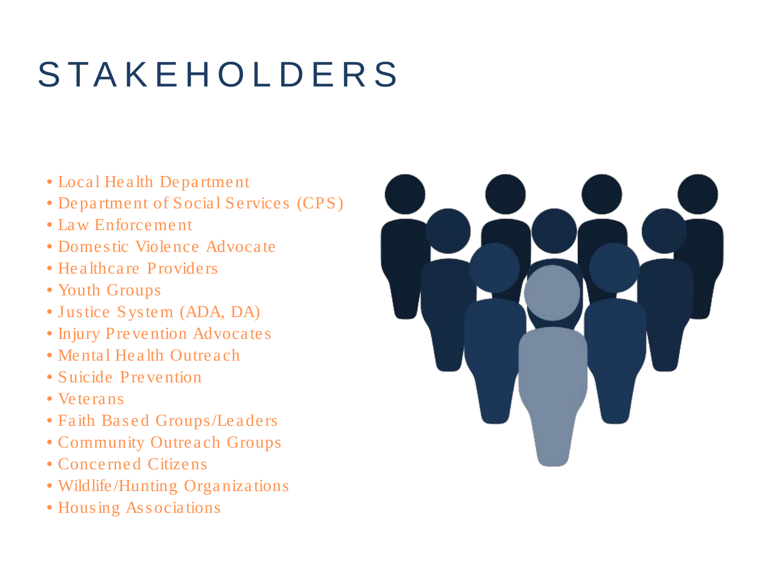# STAKEHOLDERS

- Local Health Department
- Department of Social Services (CPS)
- Law Enforcement
- Domestic Violence Advocate
- Healthcare Providers
- Youth Groups
- Justice System (ADA, DA)
- Injury Prevention Advocates
- Mental Health Outreach
- Suicide Prevention
- Veterans
- Faith Based Groups/Leaders
- Community Outreach Groups
- Concerned Citizens
- Wildlife/Hunting Organizations
- Housing Associations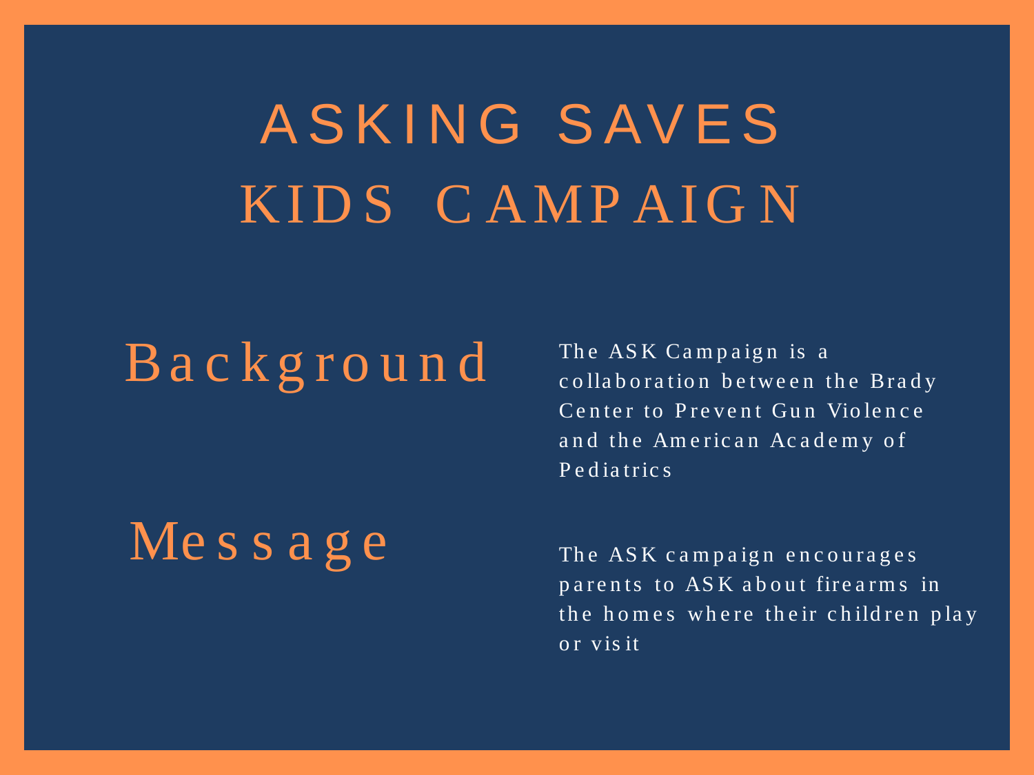# ASKING SAVES KIDS CAMPAIGN

## Background

The ASK Campaign is a collaboration between the Brady Center to Prevent Gun Violence and the American Academy of Pediatrics

## Message

The ASK campaign encourages parents to ASK about firearms in the homes where their children play or visit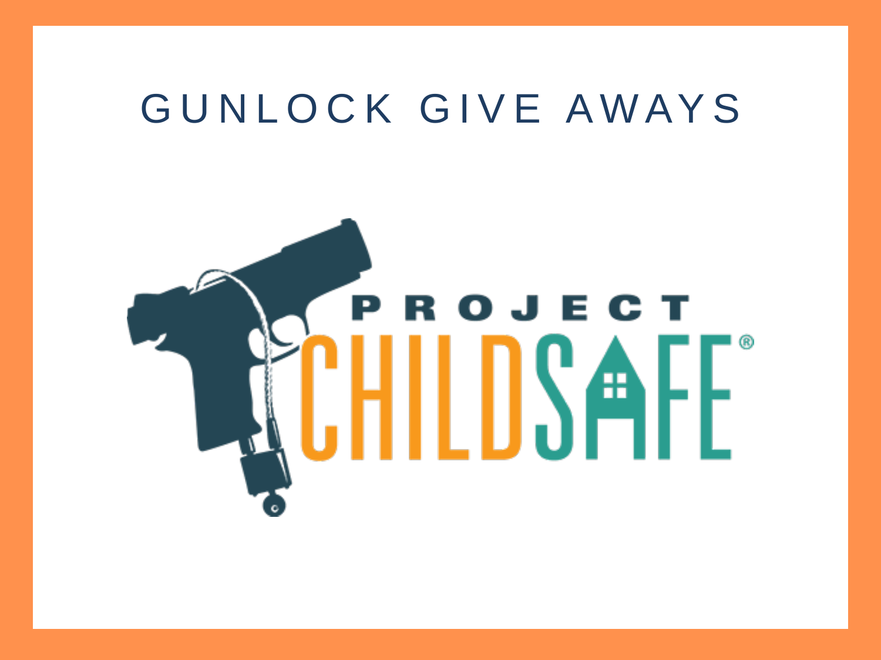# GUNLOCK GIVE AWAYS

PROJECT CHILDSAFE®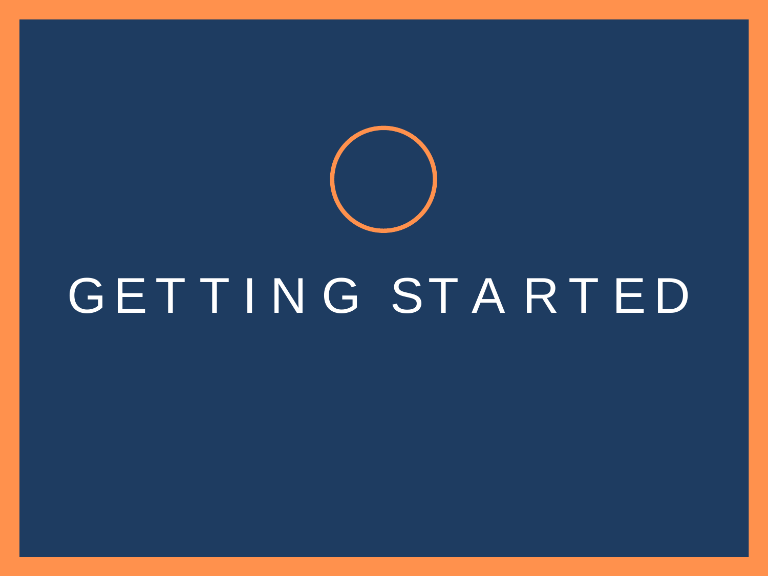# GETTING STARTED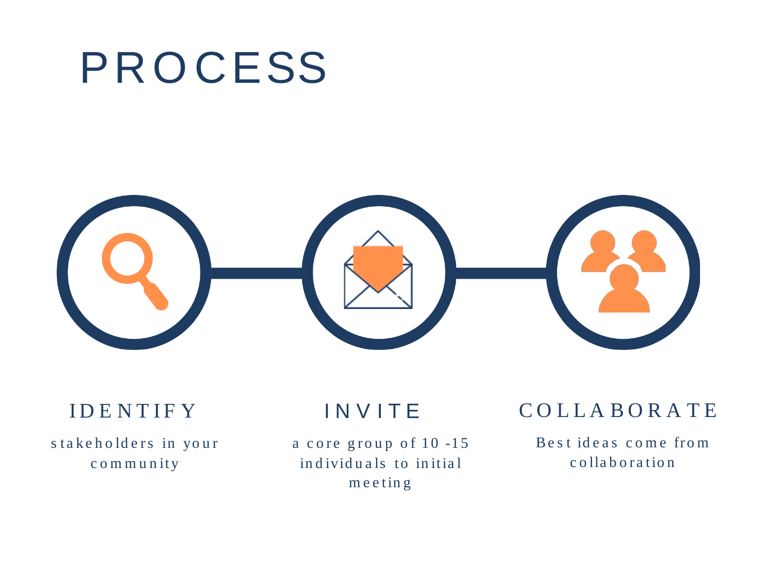# PROCESS

### IDENTIFY

stakeholders in your community

### INVITE

a core group of 10 -15 individuals to initial meeting

### COLLABORATE

Best ideas come from collaboration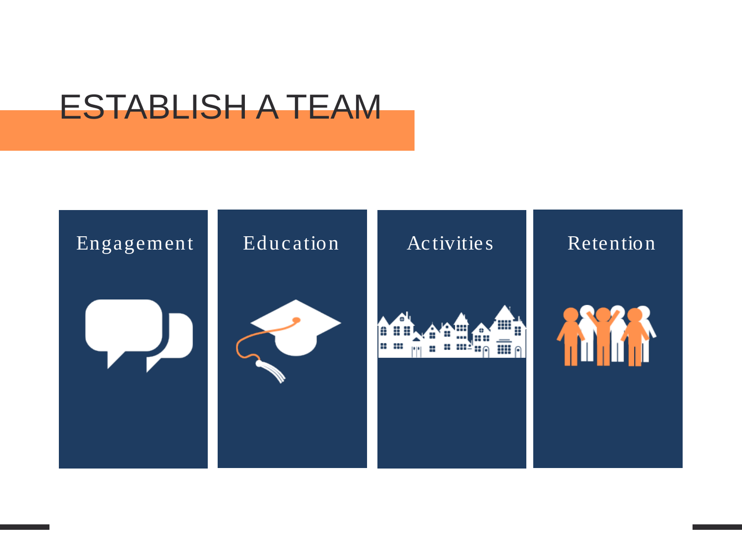# ESTABLISH A TEAM

Engagement

Education

Activities

Retention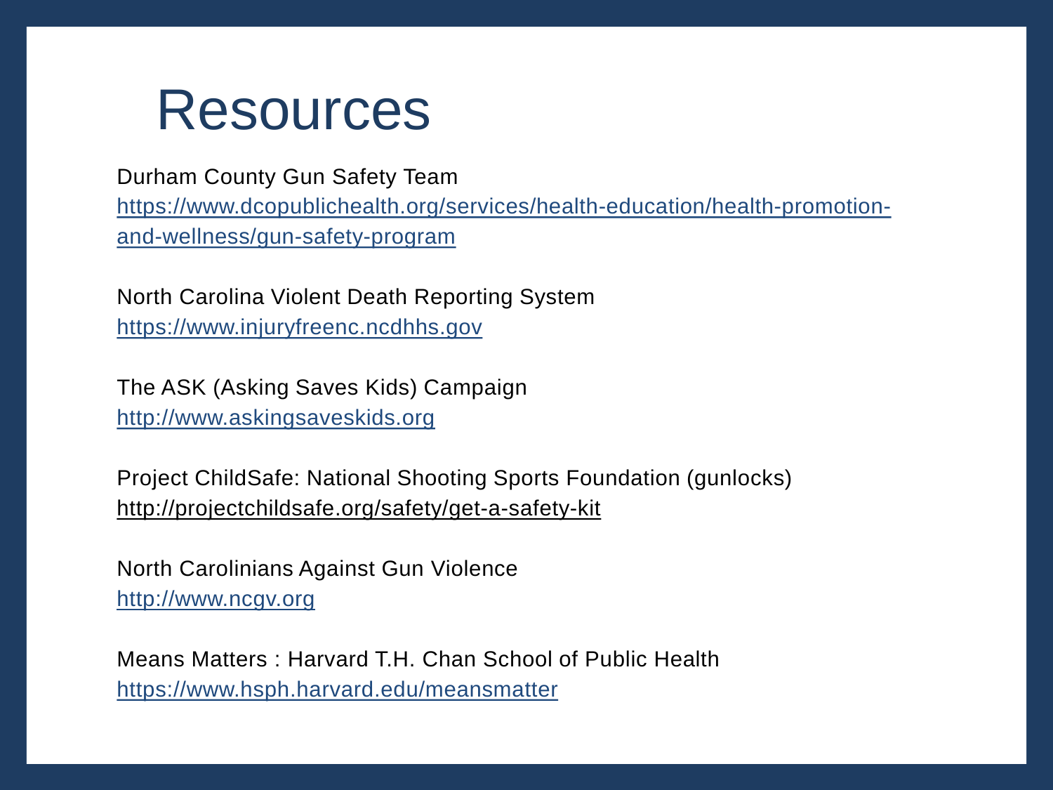# Resources

Durham County Gun Safety Team
https://www.dcopublichealth.org/services/health-education/health-promotion-and-wellness/gun-safety-program

North Carolina Violent Death Reporting System
https://www.injuryfreenc.ncdhhs.gov

The ASK (Asking Saves Kids) Campaign
http://www.askingsaveskids.org

Project ChildSafe: National Shooting Sports Foundation (gunlocks)
http://projectchildsafe.org/safety/get-a-safety-kit

North Carolinians Against Gun Violence
http://www.ncgv.org

Means Matters : Harvard T.H. Chan School of Public Health
https://www.hsph.harvard.edu/meansmatter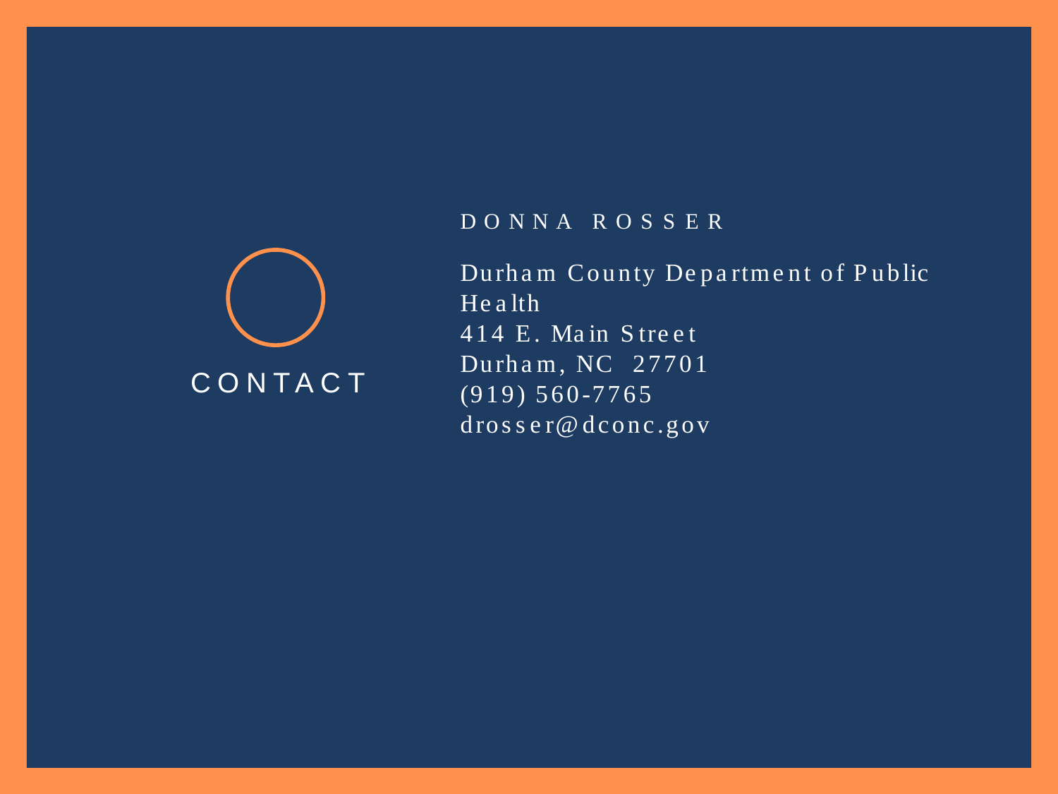## CONTACT

DONNA ROSSER

Durham County Department of Public Health
414 E. Main Street
Durham, NC 27701
(919) 560-7765
drosser@dconc.gov